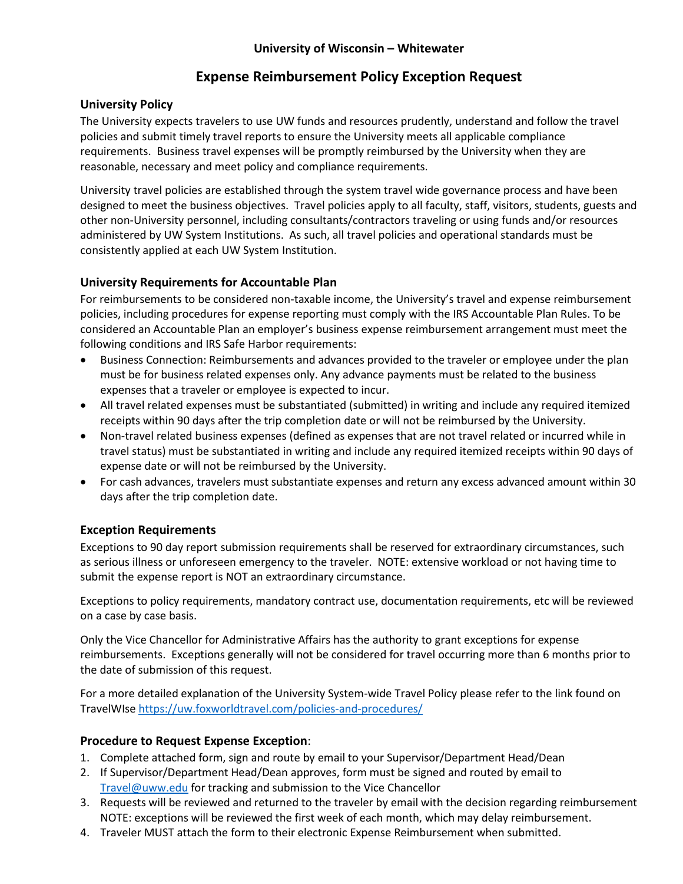**University of Wisconsin – Whitewater**

# Expense Reimbursement Policy Exception Request

## University Policy

The University expects travelers to use UW funds and resources prudently, understand and follow the travel policies and submit timely travel reports to ensure the University meets all applicable compliance requirements. Business travel expenses will be promptly reimbursed by the University when they are reasonable, necessary and meet policy and compliance requirements.

University travel policies are established through the system travel wide governance process and have been designed to meet the business objectives. Travel policies apply to all faculty, staff, visitors, students, guests and other non-University personnel, including consultants/contractors traveling or using funds and/or resources administered by UW System Institutions. As such, all travel policies and operational standards must be consistently applied at each UW System Institution.

## University Requirements for Accountable Plan

For reimbursements to be considered non-taxable income, the University's travel and expense reimbursement policies, including procedures for expense reporting must comply with the IRS Accountable Plan Rules. To be considered an Accountable Plan an employer's business expense reimbursement arrangement must meet the following conditions and IRS Safe Harbor requirements:

- Business Connection: Reimbursements and advances provided to the traveler or employee under the plan must be for business related expenses only. Any advance payments must be related to the business expenses that a traveler or employee is expected to incur.
- All travel related expenses must be substantiated (submitted) in writing and include any required itemized receipts within 90 days after the trip completion date or will not be reimbursed by the University.
- Non-travel related business expenses (defined as expenses that are not travel related or incurred while in travel status) must be substantiated in writing and include any required itemized receipts within 90 days of expense date or will not be reimbursed by the University.
- For cash advances, travelers must substantiate expenses and return any excess advanced amount within 30 days after the trip completion date.

## Exception Requirements

Exceptions to 90 day report submission requirements shall be reserved for extraordinary circumstances, such as serious illness or unforeseen emergency to the traveler. NOTE: extensive workload or not having time to submit the expense report is NOT an extraordinary circumstance.

Exceptions to policy requirements, mandatory contract use, documentation requirements, etc will be reviewed on a case by case basis.

Only the Vice Chancellor for Administrative Affairs has the authority to grant exceptions for expense reimbursements. Exceptions generally will not be considered for travel occurring more than 6 months prior to the date of submission of this request.

For a more detailed explanation of the University System-wide Travel Policy please refer to the link found on TravelWIse https://uw.foxworldtravel.com/policies-and-procedures/

## Procedure to Request Expense Exception:

1. Complete attached form, sign and route by email to your Supervisor/Department Head/Dean
2. If Supervisor/Department Head/Dean approves, form must be signed and routed by email to Travel@uww.edu for tracking and submission to the Vice Chancellor
3. Requests will be reviewed and returned to the traveler by email with the decision regarding reimbursement NOTE: exceptions will be reviewed the first week of each month, which may delay reimbursement.
4. Traveler MUST attach the form to their electronic Expense Reimbursement when submitted.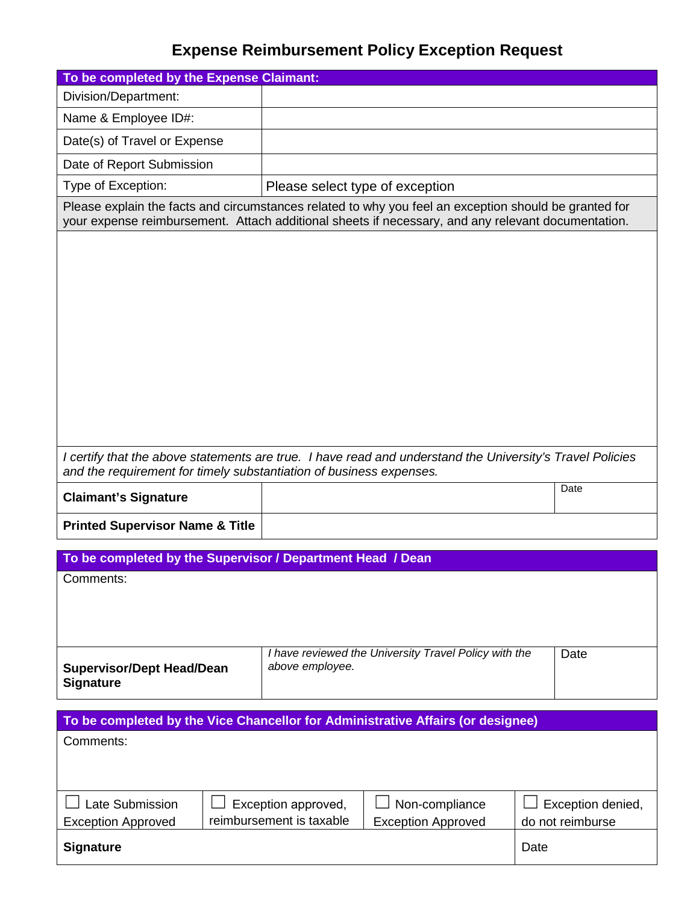# Expense Reimbursement Policy Exception Request

| **To be completed by the Expense Claimant:** | | |
|---|---|---|
| Division/Department: | | |
| Name & Employee ID#: | | |
| Date(s) of Travel or Expense | | |
| Date of Report Submission | | |
| Type of Exception: | Please select type of exception | |
| Please explain the facts and circumstances related to why you feel an exception should be granted for your expense reimbursement. Attach additional sheets if necessary, and any relevant documentation. | | |
| | | |
| *I certify that the above statements are true. I have read and understand the University's Travel Policies and the requirement for timely substantiation of business expenses.* | | |
| **Claimant's Signature** | | Date |
| **Printed Supervisor Name & Title** | | |

| **To be completed by the Supervisor / Department Head / Dean** | | |
|---|---|---|
| Comments: | | |
| **Supervisor/Dept Head/Dean Signature** | *I have reviewed the University Travel Policy with the above employee.* | Date |

| **To be completed by the Vice Chancellor for Administrative Affairs (or designee)** | | | |
|---|---|---|---|
| Comments: | | | |
| ☐ Late Submission Exception Approved | ☐ Exception approved, reimbursement is taxable | ☐ Non-compliance Exception Approved | ☐ Exception denied, do not reimburse |
| **Signature** | | | Date |